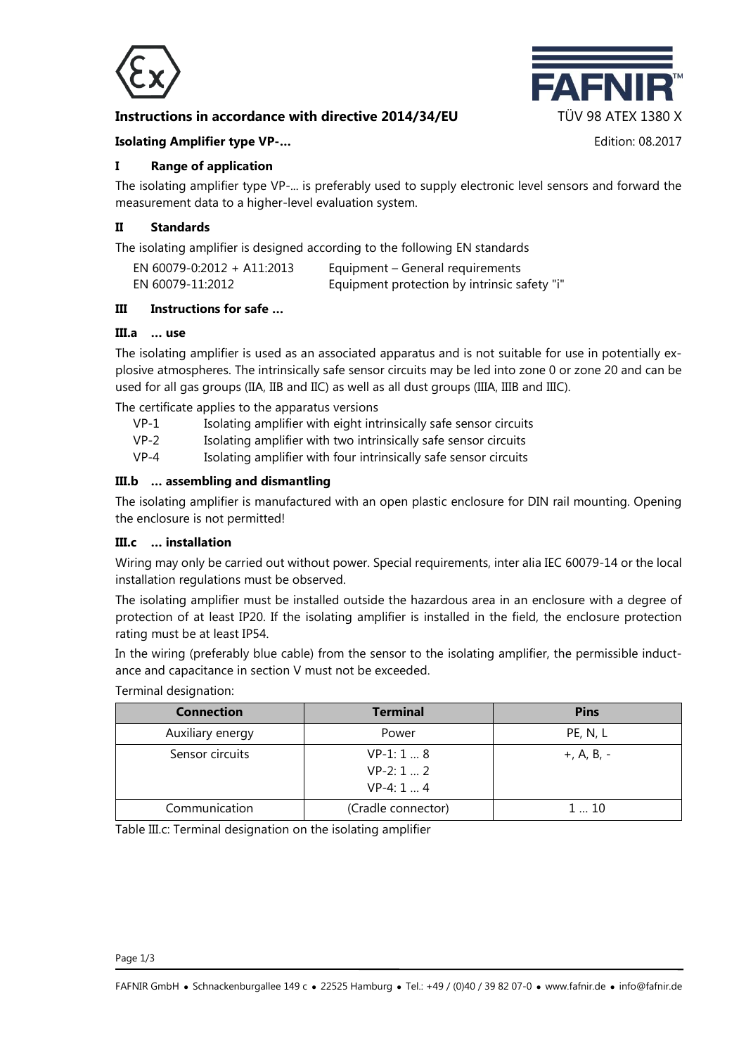**Instructions in accordance with directive 2014/34/EU** TÜV 98 ATEX 1380 X

**Isolating Amplifier type VP-...** Edition: 08.2017

## I Range of application

The isolating amplifier type VP-... is preferably used to supply electronic level sensors and forward the measurement data to a higher-level evaluation system.

## II Standards

The isolating amplifier is designed according to the following EN standards

| | |
|---|---|
| EN 60079-0:2012 + A11:2013 | Equipment – General requirements |
| EN 60079-11:2012 | Equipment protection by intrinsic safety "i" |

## III Instructions for safe ...

### III.a ... use

The isolating amplifier is used as an associated apparatus and is not suitable for use in potentially explosive atmospheres. The intrinsically safe sensor circuits may be led into zone 0 or zone 20 and can be used for all gas groups (IIA, IIB and IIC) as well as all dust groups (IIIA, IIIB and IIIC).

The certificate applies to the apparatus versions

- VP-1 Isolating amplifier with eight intrinsically safe sensor circuits
- VP-2 Isolating amplifier with two intrinsically safe sensor circuits
- VP-4 Isolating amplifier with four intrinsically safe sensor circuits

### III.b ... assembling and dismantling

The isolating amplifier is manufactured with an open plastic enclosure for DIN rail mounting. Opening the enclosure is not permitted!

### III.c ... installation

Wiring may only be carried out without power. Special requirements, inter alia IEC 60079-14 or the local installation regulations must be observed.

The isolating amplifier must be installed outside the hazardous area in an enclosure with a degree of protection of at least IP20. If the isolating amplifier is installed in the field, the enclosure protection rating must be at least IP54.

In the wiring (preferably blue cable) from the sensor to the isolating amplifier, the permissible inductance and capacitance in section V must not be exceeded.

Terminal designation:

| Connection | Terminal | Pins |
|---|---|---|
| Auxiliary energy | Power | PE, N, L |
| Sensor circuits | VP-1: 1 ... 8<br>VP-2: 1 ... 2<br>VP-4: 1 ... 4 | +, A, B, - |
| Communication | (Cradle connector) | 1 ... 10 |

Table III.c: Terminal designation on the isolating amplifier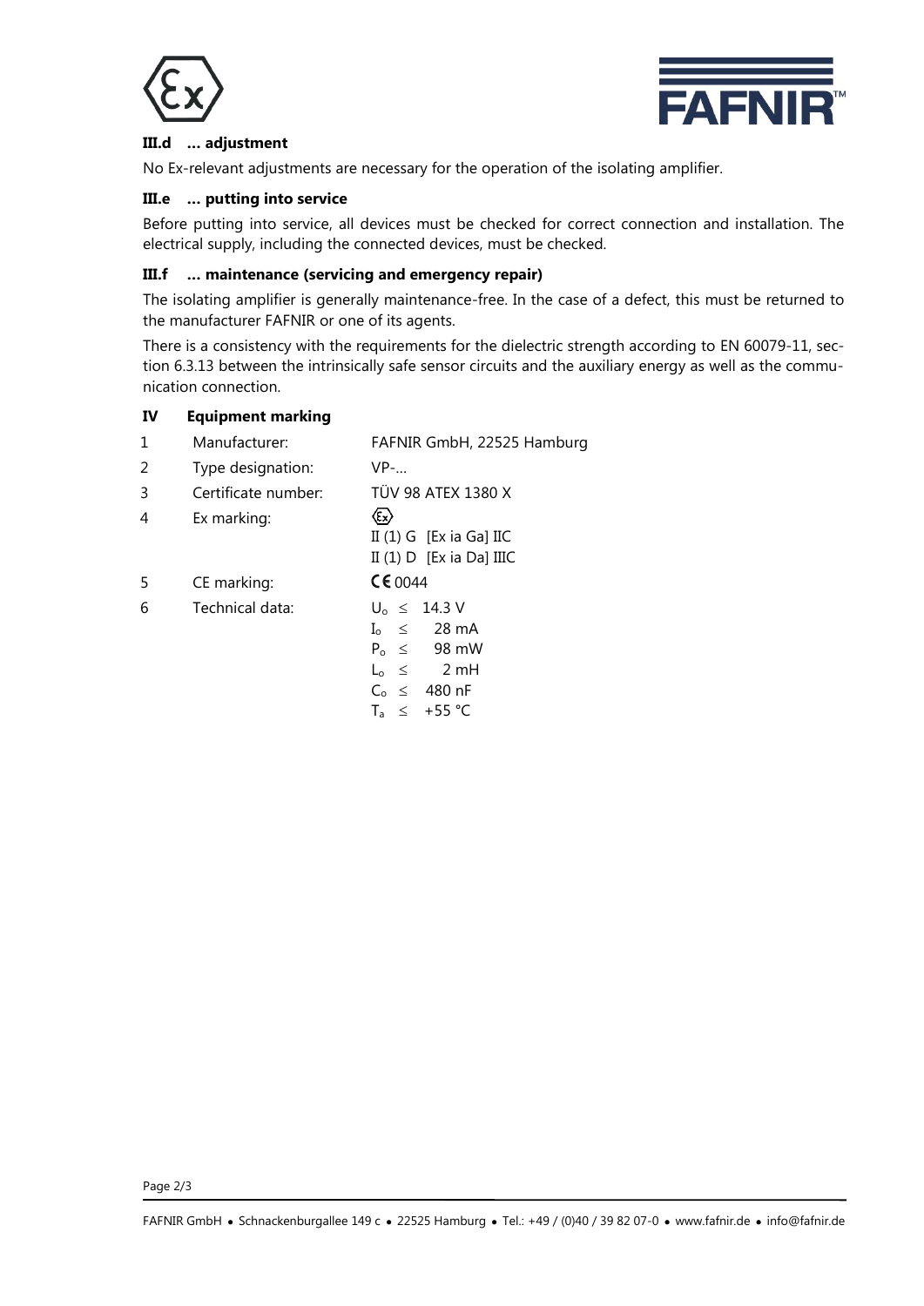### III.d … adjustment

No Ex-relevant adjustments are necessary for the operation of the isolating amplifier.

### III.e … putting into service

Before putting into service, all devices must be checked for correct connection and installation. The electrical supply, including the connected devices, must be checked.

### III.f … maintenance (servicing and emergency repair)

The isolating amplifier is generally maintenance-free. In the case of a defect, this must be returned to the manufacturer FAFNIR or one of its agents.

There is a consistency with the requirements for the dielectric strength according to EN 60079-11, section 6.3.13 between the intrinsically safe sensor circuits and the auxiliary energy as well as the communication connection.

## IV Equipment marking

| | | |
|---|---|---|
| 1 | Manufacturer: | FAFNIR GmbH, 22525 Hamburg |
| 2 | Type designation: | VP-… |
| 3 | Certificate number: | TÜV 98 ATEX 1380 X |
| 4 | Ex marking: | Ex<br>II (1) G [Ex ia Ga] IIC<br>II (1) D [Ex ia Da] IIIC |
| 5 | CE marking: | CE 0044 |
| 6 | Technical data: | $U_o \leq$ 14.3 V<br>$I_o \leq$ 28 mA<br>$P_o \leq$ 98 mW<br>$L_o \leq$ 2 mH<br>$C_o \leq$ 480 nF<br>$T_a \leq$ +55 °C |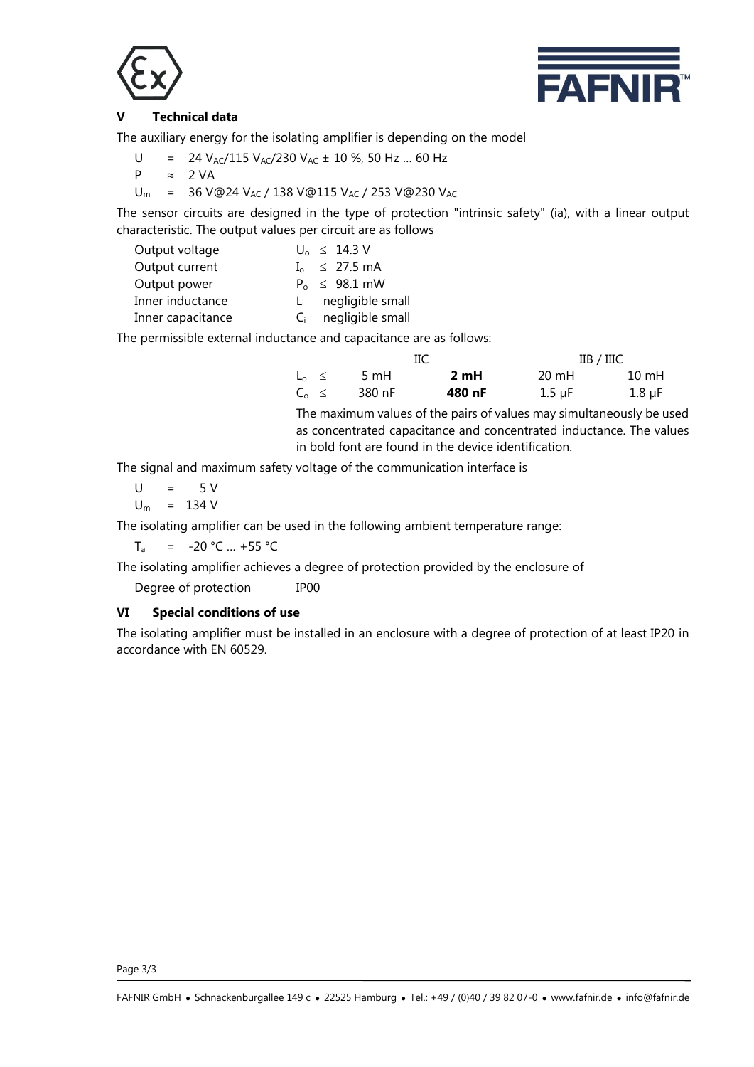## V Technical data

The auxiliary energy for the isolating amplifier is depending on the model

$U$ = 24 $V_{AC}$/115 $V_{AC}$/230 $V_{AC}$ ± 10 %, 50 Hz … 60 Hz

$P$ ≈ 2 VA

$U_m$ = 36 V@24 $V_{AC}$ / 138 V@115 $V_{AC}$ / 253 V@230 $V_{AC}$

The sensor circuits are designed in the type of protection "intrinsic safety" (ia), with a linear output characteristic. The output values per circuit are as follows

| | |
|---|---|
| Output voltage | $U_o$ ≤ 14.3 V |
| Output current | $I_o$ ≤ 27.5 mA |
| Output power | $P_o$ ≤ 98.1 mW |
| Inner inductance | $L_i$ negligible small |
| Inner capacitance | $C_i$ negligible small |

The permissible external inductance and capacitance are as follows:

| | IIC | | IIB / IIIC | |
|---|---|---|---|---|
| $L_o$ ≤ | 5 mH | **2 mH** | 20 mH | 10 mH |
| $C_o$ ≤ | 380 nF | **480 nF** | 1.5 µF | 1.8 µF |

The maximum values of the pairs of values may simultaneously be used as concentrated capacitance and concentrated inductance. The values in bold font are found in the device identification.

The signal and maximum safety voltage of the communication interface is

$U$ = 5 V

$U_m$ = 134 V

The isolating amplifier can be used in the following ambient temperature range:

$T_a$ = -20 °C … +55 °C

The isolating amplifier achieves a degree of protection provided by the enclosure of

Degree of protection IP00

## VI Special conditions of use

The isolating amplifier must be installed in an enclosure with a degree of protection of at least IP20 in accordance with EN 60529.